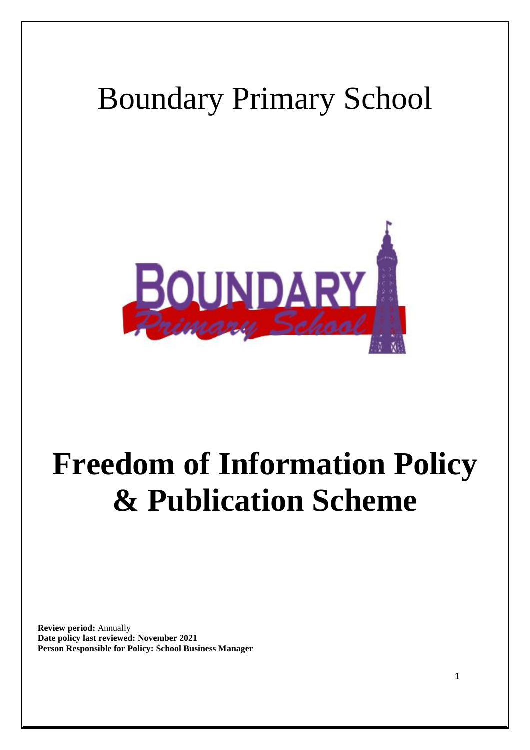# Boundary Primary School

# Freedom of Information Policy & Publication Scheme

**Review period:** Annually
**Date policy last reviewed: November 2021**
**Person Responsible for Policy: School Business Manager**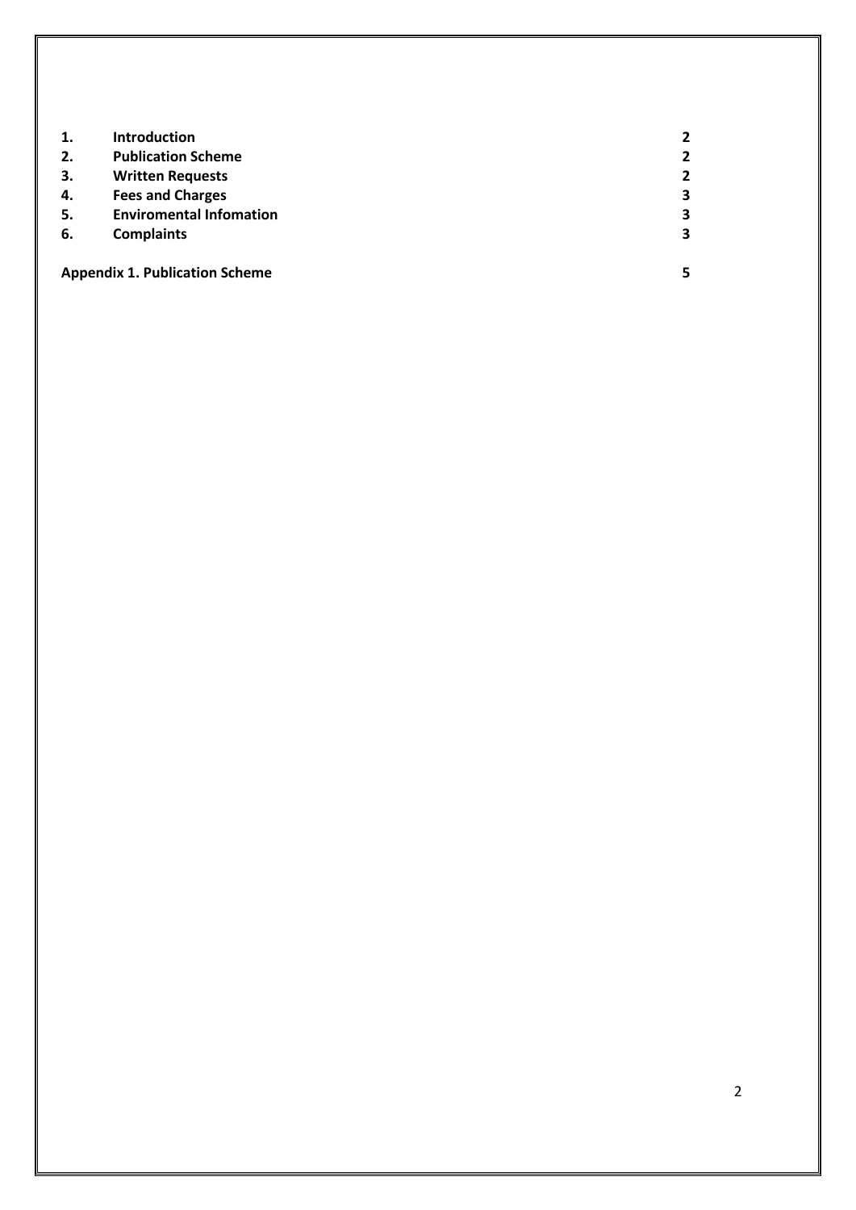| | | |
|---|---|---|
| **1.** | **Introduction** | **2** |
| **2.** | **Publication Scheme** | **2** |
| **3.** | **Written Requests** | **2** |
| **4.** | **Fees and Charges** | **3** |
| **5.** | **Enviromental Infomation** | **3** |
| **6.** | **Complaints** | **3** |

**Appendix 1. Publication Scheme** **5**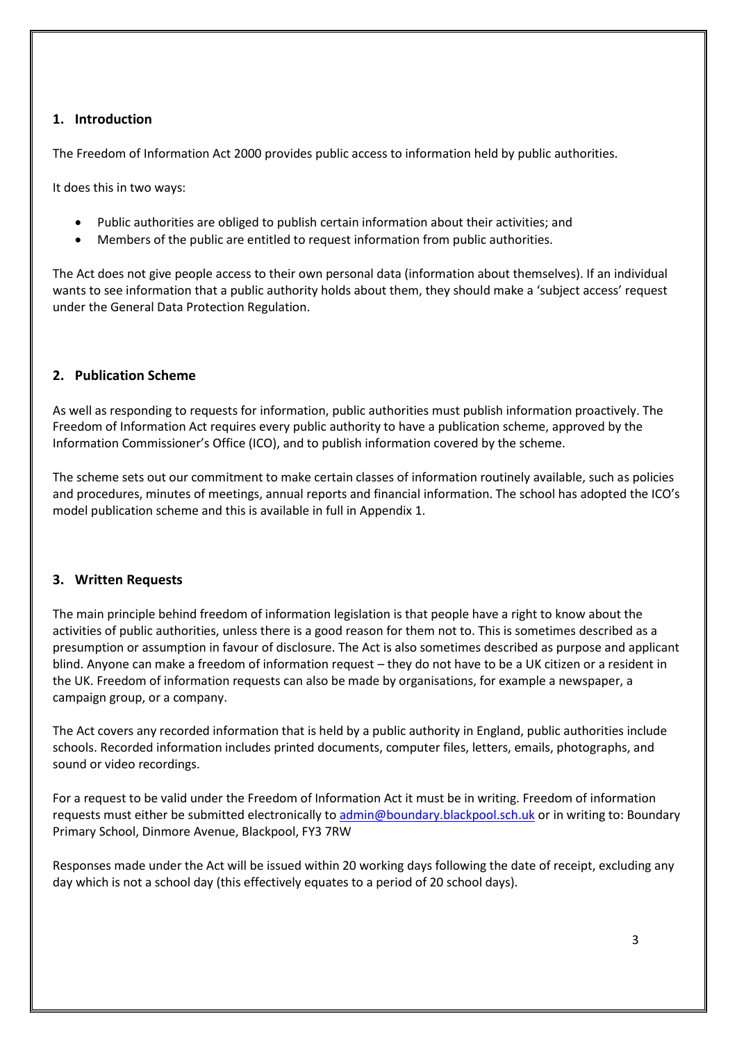## 1. Introduction

The Freedom of Information Act 2000 provides public access to information held by public authorities.

It does this in two ways:

- Public authorities are obliged to publish certain information about their activities; and
- Members of the public are entitled to request information from public authorities.

The Act does not give people access to their own personal data (information about themselves). If an individual wants to see information that a public authority holds about them, they should make a 'subject access' request under the General Data Protection Regulation.

## 2. Publication Scheme

As well as responding to requests for information, public authorities must publish information proactively. The Freedom of Information Act requires every public authority to have a publication scheme, approved by the Information Commissioner's Office (ICO), and to publish information covered by the scheme.

The scheme sets out our commitment to make certain classes of information routinely available, such as policies and procedures, minutes of meetings, annual reports and financial information. The school has adopted the ICO's model publication scheme and this is available in full in Appendix 1.

## 3. Written Requests

The main principle behind freedom of information legislation is that people have a right to know about the activities of public authorities, unless there is a good reason for them not to. This is sometimes described as a presumption or assumption in favour of disclosure. The Act is also sometimes described as purpose and applicant blind. Anyone can make a freedom of information request – they do not have to be a UK citizen or a resident in the UK. Freedom of information requests can also be made by organisations, for example a newspaper, a campaign group, or a company.

The Act covers any recorded information that is held by a public authority in England, public authorities include schools. Recorded information includes printed documents, computer files, letters, emails, photographs, and sound or video recordings.

For a request to be valid under the Freedom of Information Act it must be in writing. Freedom of information requests must either be submitted electronically to [admin@boundary.blackpool.sch.uk](mailto:admin@boundary.blackpool.sch.uk) or in writing to: Boundary Primary School, Dinmore Avenue, Blackpool, FY3 7RW

Responses made under the Act will be issued within 20 working days following the date of receipt, excluding any day which is not a school day (this effectively equates to a period of 20 school days).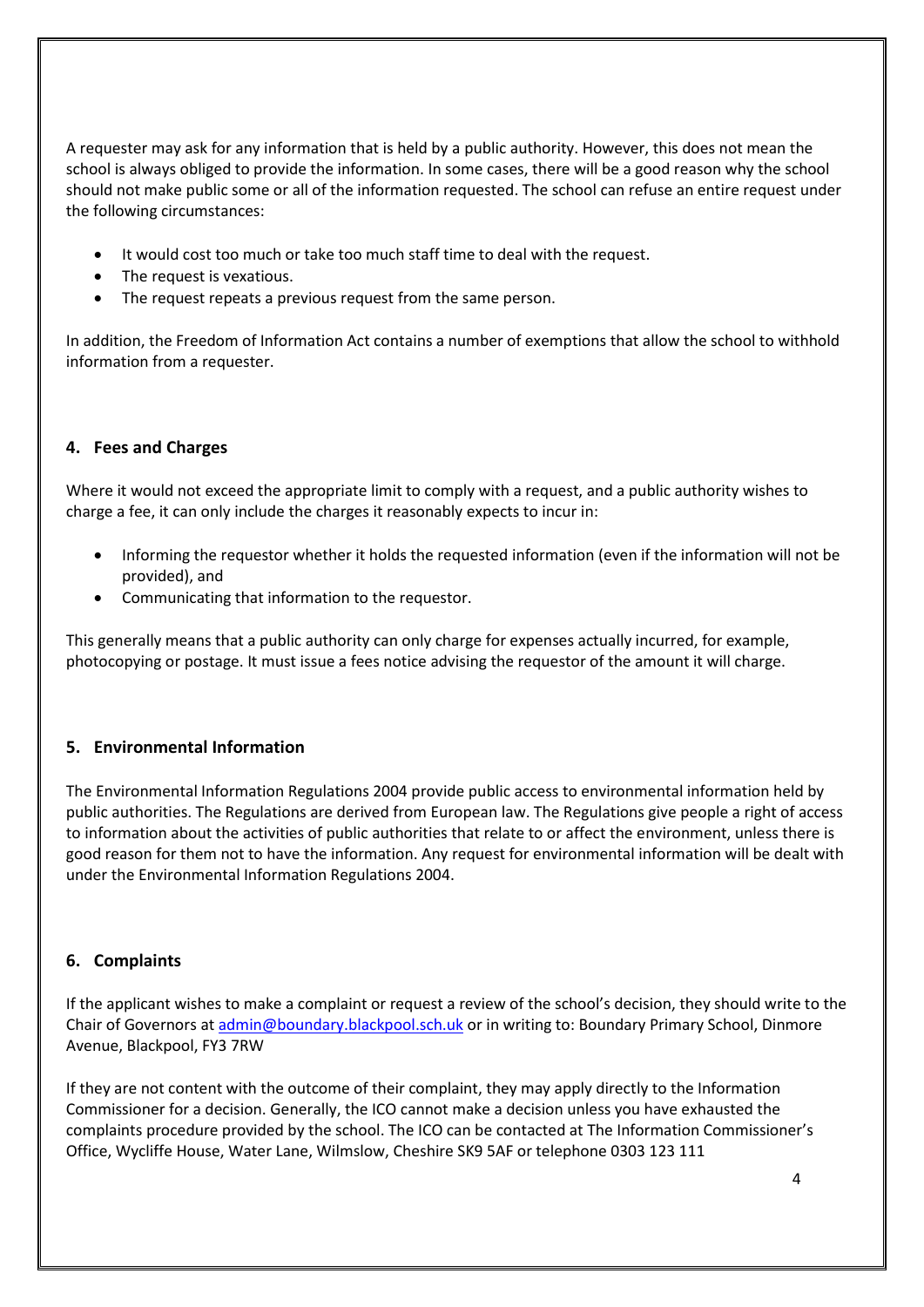A requester may ask for any information that is held by a public authority. However, this does not mean the school is always obliged to provide the information. In some cases, there will be a good reason why the school should not make public some or all of the information requested. The school can refuse an entire request under the following circumstances:

- It would cost too much or take too much staff time to deal with the request.
- The request is vexatious.
- The request repeats a previous request from the same person.

In addition, the Freedom of Information Act contains a number of exemptions that allow the school to withhold information from a requester.

## 4. Fees and Charges

Where it would not exceed the appropriate limit to comply with a request, and a public authority wishes to charge a fee, it can only include the charges it reasonably expects to incur in:

- Informing the requestor whether it holds the requested information (even if the information will not be provided), and
- Communicating that information to the requestor.

This generally means that a public authority can only charge for expenses actually incurred, for example, photocopying or postage. It must issue a fees notice advising the requestor of the amount it will charge.

## 5. Environmental Information

The Environmental Information Regulations 2004 provide public access to environmental information held by public authorities. The Regulations are derived from European law. The Regulations give people a right of access to information about the activities of public authorities that relate to or affect the environment, unless there is good reason for them not to have the information. Any request for environmental information will be dealt with under the Environmental Information Regulations 2004.

## 6. Complaints

If the applicant wishes to make a complaint or request a review of the school's decision, they should write to the Chair of Governors at admin@boundary.blackpool.sch.uk or in writing to: Boundary Primary School, Dinmore Avenue, Blackpool, FY3 7RW

If they are not content with the outcome of their complaint, they may apply directly to the Information Commissioner for a decision. Generally, the ICO cannot make a decision unless you have exhausted the complaints procedure provided by the school. The ICO can be contacted at The Information Commissioner's Office, Wycliffe House, Water Lane, Wilmslow, Cheshire SK9 5AF or telephone 0303 123 111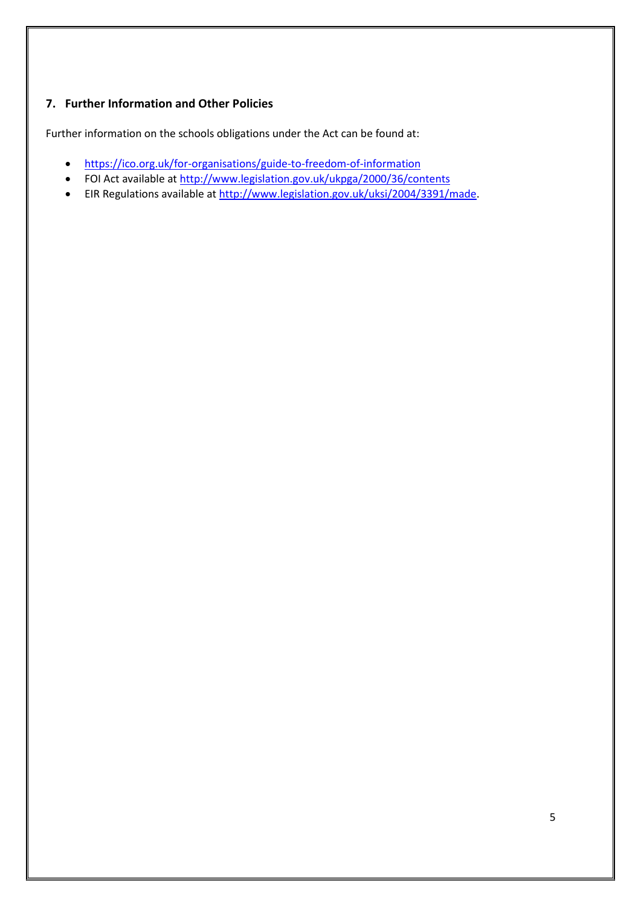## 7. Further Information and Other Policies

Further information on the schools obligations under the Act can be found at:

- https://ico.org.uk/for-organisations/guide-to-freedom-of-information
- FOI Act available at http://www.legislation.gov.uk/ukpga/2000/36/contents
- EIR Regulations available at http://www.legislation.gov.uk/uksi/2004/3391/made.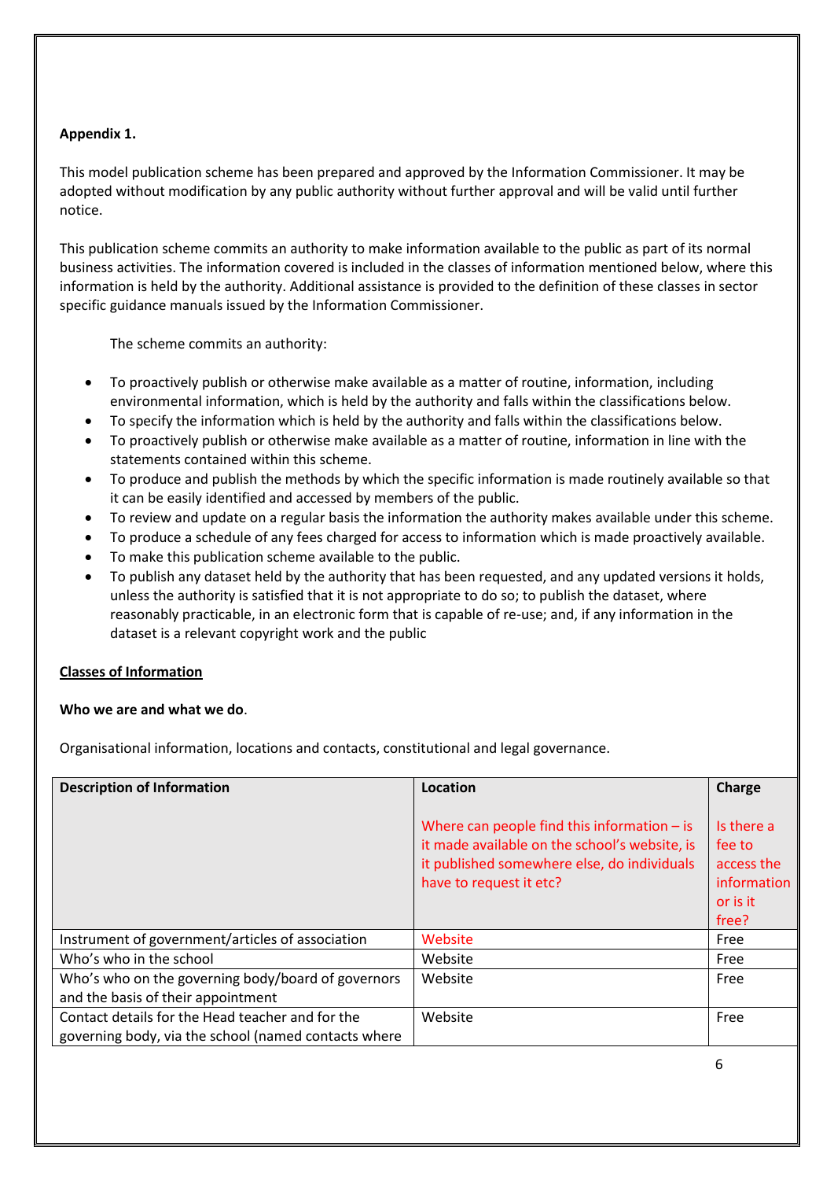**Appendix 1.**

This model publication scheme has been prepared and approved by the Information Commissioner. It may be adopted without modification by any public authority without further approval and will be valid until further notice.

This publication scheme commits an authority to make information available to the public as part of its normal business activities. The information covered is included in the classes of information mentioned below, where this information is held by the authority. Additional assistance is provided to the definition of these classes in sector specific guidance manuals issued by the Information Commissioner.

The scheme commits an authority:

- To proactively publish or otherwise make available as a matter of routine, information, including environmental information, which is held by the authority and falls within the classifications below.
- To specify the information which is held by the authority and falls within the classifications below.
- To proactively publish or otherwise make available as a matter of routine, information in line with the statements contained within this scheme.
- To produce and publish the methods by which the specific information is made routinely available so that it can be easily identified and accessed by members of the public.
- To review and update on a regular basis the information the authority makes available under this scheme.
- To produce a schedule of any fees charged for access to information which is made proactively available.
- To make this publication scheme available to the public.
- To publish any dataset held by the authority that has been requested, and any updated versions it holds, unless the authority is satisfied that it is not appropriate to do so; to publish the dataset, where reasonably practicable, in an electronic form that is capable of re-use; and, if any information in the dataset is a relevant copyright work and the public

**Classes of Information**

**Who we are and what we do**.

Organisational information, locations and contacts, constitutional and legal governance.

| Description of Information | Location<br><br>Where can people find this information – is it made available on the school's website, is it published somewhere else, do individuals have to request it etc? | Charge<br><br>Is there a fee to access the information or is it free? |
|---|---|---|
| Instrument of government/articles of association | Website | Free |
| Who's who in the school | Website | Free |
| Who's who on the governing body/board of governors and the basis of their appointment | Website | Free |
| Contact details for the Head teacher and for the governing body, via the school (named contacts where | Website | Free |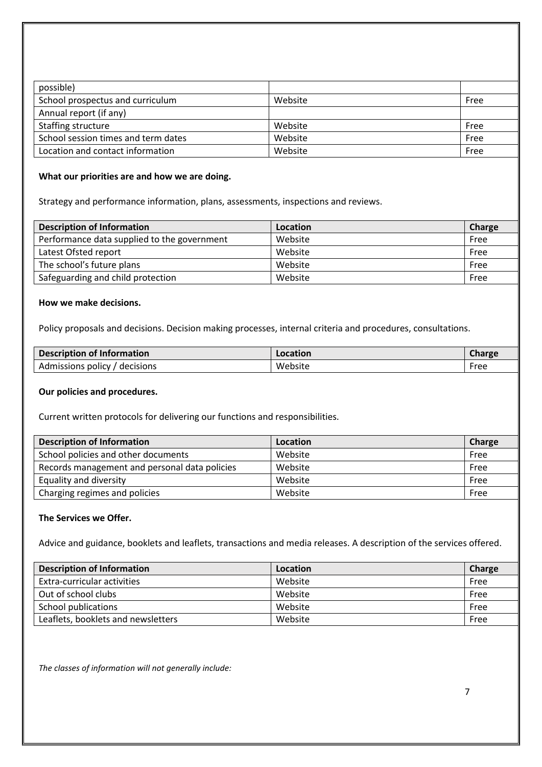| | | |
|---|---|---|
| possible) | | |
| School prospectus and curriculum | Website | Free |
| Annual report (if any) | | |
| Staffing structure | Website | Free |
| School session times and term dates | Website | Free |
| Location and contact information | Website | Free |

**What our priorities are and how we are doing.**

Strategy and performance information, plans, assessments, inspections and reviews.

| Description of Information | Location | Charge |
|---|---|---|
| Performance data supplied to the government | Website | Free |
| Latest Ofsted report | Website | Free |
| The school's future plans | Website | Free |
| Safeguarding and child protection | Website | Free |

**How we make decisions.**

Policy proposals and decisions. Decision making processes, internal criteria and procedures, consultations.

| Description of Information | Location | Charge |
|---|---|---|
| Admissions policy / decisions | Website | Free |

**Our policies and procedures.**

Current written protocols for delivering our functions and responsibilities.

| Description of Information | Location | Charge |
|---|---|---|
| School policies and other documents | Website | Free |
| Records management and personal data policies | Website | Free |
| Equality and diversity | Website | Free |
| Charging regimes and policies | Website | Free |

**The Services we Offer.**

Advice and guidance, booklets and leaflets, transactions and media releases. A description of the services offered.

| Description of Information | Location | Charge |
|---|---|---|
| Extra-curricular activities | Website | Free |
| Out of school clubs | Website | Free |
| School publications | Website | Free |
| Leaflets, booklets and newsletters | Website | Free |

*The classes of information will not generally include:*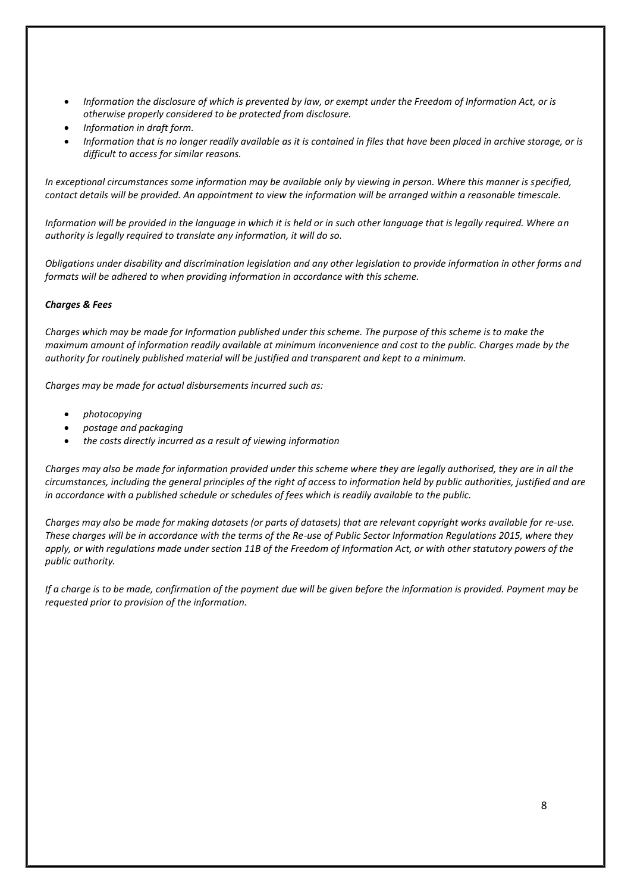- *Information the disclosure of which is prevented by law, or exempt under the Freedom of Information Act, or is otherwise properly considered to be protected from disclosure.*
- *Information in draft form.*
- *Information that is no longer readily available as it is contained in files that have been placed in archive storage, or is difficult to access for similar reasons.*

*In exceptional circumstances some information may be available only by viewing in person. Where this manner is specified, contact details will be provided. An appointment to view the information will be arranged within a reasonable timescale.*

*Information will be provided in the language in which it is held or in such other language that is legally required. Where an authority is legally required to translate any information, it will do so.*

*Obligations under disability and discrimination legislation and any other legislation to provide information in other forms and formats will be adhered to when providing information in accordance with this scheme.*

***Charges & Fees***

*Charges which may be made for Information published under this scheme. The purpose of this scheme is to make the maximum amount of information readily available at minimum inconvenience and cost to the public. Charges made by the authority for routinely published material will be justified and transparent and kept to a minimum.*

*Charges may be made for actual disbursements incurred such as:*

- *photocopying*
- *postage and packaging*
- *the costs directly incurred as a result of viewing information*

*Charges may also be made for information provided under this scheme where they are legally authorised, they are in all the circumstances, including the general principles of the right of access to information held by public authorities, justified and are in accordance with a published schedule or schedules of fees which is readily available to the public.*

*Charges may also be made for making datasets (or parts of datasets) that are relevant copyright works available for re-use. These charges will be in accordance with the terms of the Re-use of Public Sector Information Regulations 2015, where they apply, or with regulations made under section 11B of the Freedom of Information Act, or with other statutory powers of the public authority.*

*If a charge is to be made, confirmation of the payment due will be given before the information is provided. Payment may be requested prior to provision of the information.*